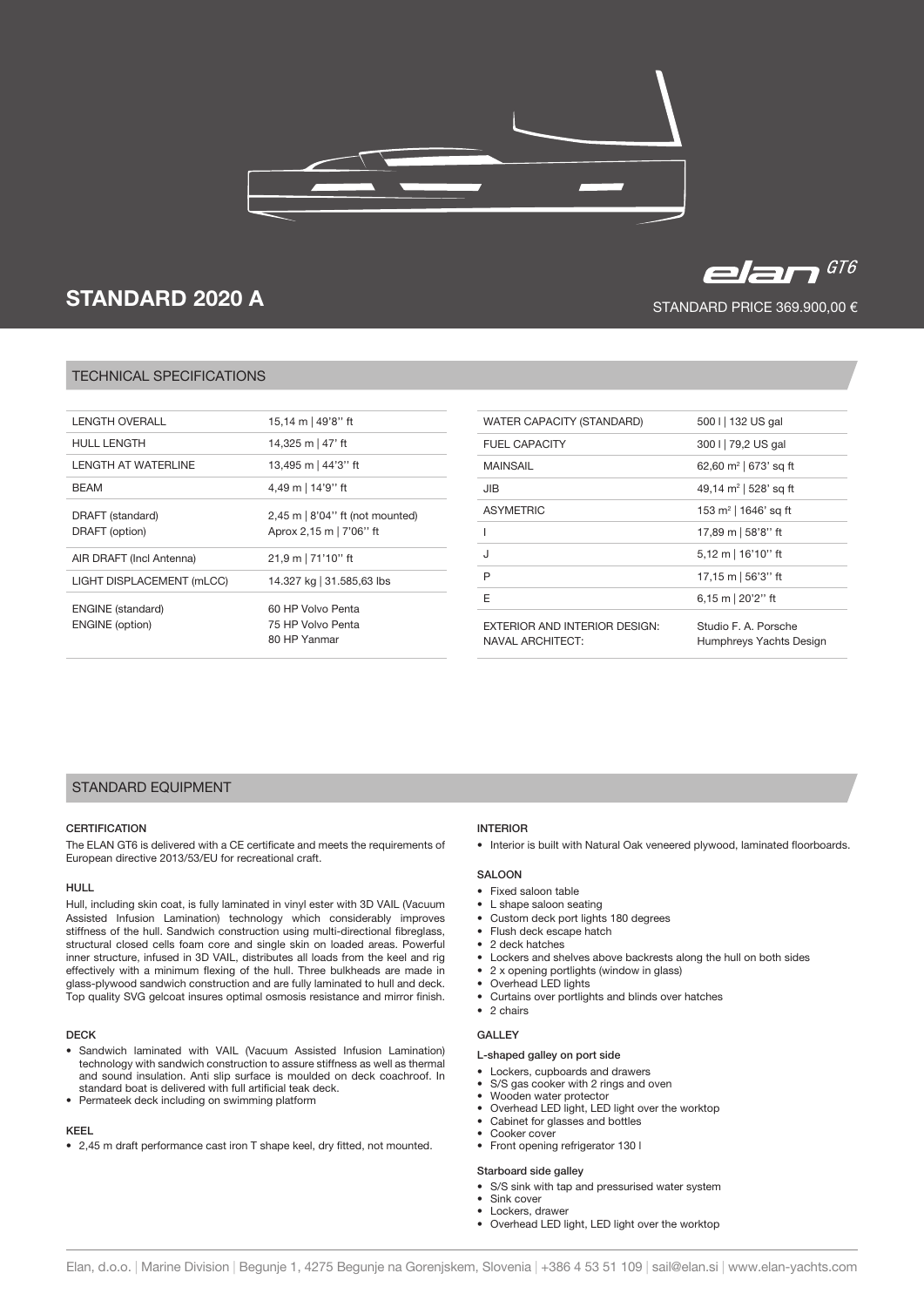# STANDARD 2020 A

elan GT6

STANDARD PRICE 369.900,00 €

## TECHNICAL SPECIFICATIONS

| | |
|---|---|
| LENGTH OVERALL | 15,14 m \| 49'8'' ft |
| HULL LENGTH | 14,325 m \| 47' ft |
| LENGTH AT WATERLINE | 13,495 m \| 44'3'' ft |
| BEAM | 4,49 m \| 14'9'' ft |
| DRAFT (standard)<br>DRAFT (option) | 2,45 m \| 8'04'' ft (not mounted)<br>Aprox 2,15 m \| 7'06'' ft |
| AIR DRAFT (Incl Antenna) | 21,9 m \| 71'10'' ft |
| LIGHT DISPLACEMENT (mLCC) | 14.327 kg \| 31.585,63 lbs |
| ENGINE (standard)<br>ENGINE (option) | 60 HP Volvo Penta<br>75 HP Volvo Penta<br>80 HP Yanmar |

| | |
|---|---|
| WATER CAPACITY (STANDARD) | 500 l \| 132 US gal |
| FUEL CAPACITY | 300 l \| 79,2 US gal |
| MAINSAIL | 62,60 m² \| 673' sq ft |
| JIB | 49,14 m² \| 528' sq ft |
| ASYMETRIC | 153 m² \| 1646' sq ft |
| I | 17,89 m \| 58'8'' ft |
| J | 5,12 m \| 16'10'' ft |
| P | 17,15 m \| 56'3'' ft |
| E | 6,15 m \| 20'2'' ft |
| EXTERIOR AND INTERIOR DESIGN:<br>NAVAL ARCHITECT: | Studio F. A. Porsche<br>Humphreys Yachts Design |

## STANDARD EQUIPMENT

### CERTIFICATION

The ELAN GT6 is delivered with a CE certificate and meets the requirements of European directive 2013/53/EU for recreational craft.

### HULL

Hull, including skin coat, is fully laminated in vinyl ester with 3D VAIL (Vacuum Assisted Infusion Lamination) technology which considerably improves stiffness of the hull. Sandwich construction using multi-directional fibreglass, structural closed cells foam core and single skin on loaded areas. Powerful inner structure, infused in 3D VAIL, distributes all loads from the keel and rig effectively with a minimum flexing of the hull. Three bulkheads are made in glass-plywood sandwich construction and are fully laminated to hull and deck. Top quality SVG gelcoat insures optimal osmosis resistance and mirror finish.

### DECK

- Sandwich laminated with VAIL (Vacuum Assisted Infusion Lamination) technology with sandwich construction to assure stiffness as well as thermal and sound insulation. Anti slip surface is moulded on deck coachroof. In standard boat is delivered with full artificial teak deck.
- Permateek deck including on swimming platform

### KEEL

- 2,45 m draft performance cast iron T shape keel, dry fitted, not mounted.

### INTERIOR

- Interior is built with Natural Oak veneered plywood, laminated floorboards.

### SALOON

- Fixed saloon table
- L shape saloon seating
- Custom deck port lights 180 degrees
- Flush deck escape hatch
- 2 deck hatches
- Lockers and shelves above backrests along the hull on both sides
- 2 x opening portlights (window in glass)
- Overhead LED lights
- Curtains over portlights and blinds over hatches
- 2 chairs

### GALLEY

**L-shaped galley on port side**

- Lockers, cupboards and drawers
- S/S gas cooker with 2 rings and oven
- Wooden water protector
- Overhead LED light, LED light over the worktop
- Cabinet for glasses and bottles
- Cooker cover
- Front opening refrigerator 130 l

**Starboard side galley**

- S/S sink with tap and pressurised water system
- Sink cover
- Lockers, drawer
- Overhead LED light, LED light over the worktop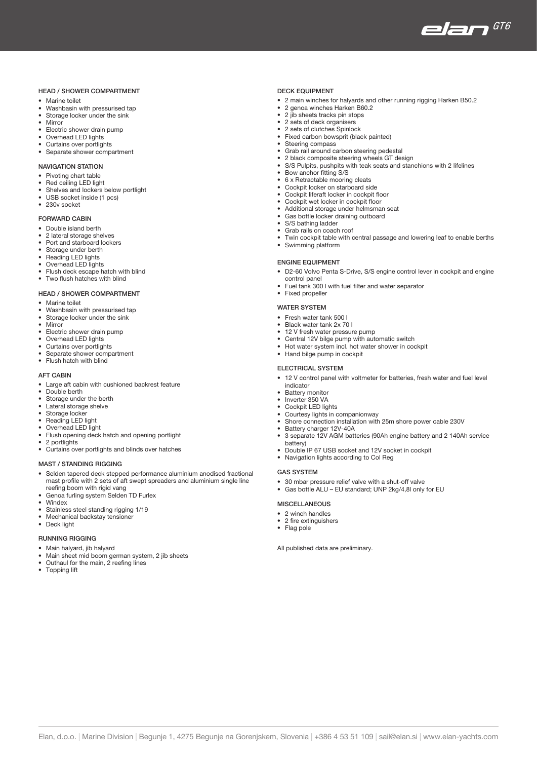### HEAD / SHOWER COMPARTMENT

- Marine toilet
- Washbasin with pressurised tap
- Storage locker under the sink
- Mirror
- Electric shower drain pump
- Overhead LED lights
- Curtains over portlights
- Separate shower compartment

### NAVIGATION STATION

- Pivoting chart table
- Red ceiling LED light
- Shelves and lockers below portlight
- USB socket inside (1 pcs)
- 230v socket

### FORWARD CABIN

- Double island berth
- 2 lateral storage shelves
- Port and starboard lockers
- Storage under berth
- Reading LED lights
- Overhead LED lights
- Flush deck escape hatch with blind
- Two flush hatches with blind

### HEAD / SHOWER COMPARTMENT

- Marine toilet
- Washbasin with pressurised tap
- Storage locker under the sink
- Mirror
- Electric shower drain pump
- Overhead LED lights
- Curtains over portlights
- Separate shower compartment
- Flush hatch with blind

### AFT CABIN

- Large aft cabin with cushioned backrest feature
- Double berth
- Storage under the berth
- Lateral storage shelve
- Storage locker
- Reading LED light
- Overhead LED light
- Flush opening deck hatch and opening portlight
- 2 portlights
- Curtains over portlights and blinds over hatches

### MAST / STANDING RIGGING

- Selden tapered deck stepped performance aluminium anodised fractional mast profile with 2 sets of aft swept spreaders and aluminium single line reefing boom with rigid vang
- Genoa furling system Selden TD Furlex
- Windex
- Stainless steel standing rigging 1/19
- Mechanical backstay tensioner
- Deck light

### RUNNING RIGGING

- Main halyard, jib halyard
- Main sheet mid boom german system, 2 jib sheets
- Outhaul for the main, 2 reefing lines
- Topping lift

### DECK EQUIPMENT

- 2 main winches for halyards and other running rigging Harken B50.2
- 2 genoa winches Harken B60.2
- 2 jib sheets tracks pin stops
- 2 sets of deck organisers
- 2 sets of clutches Spinlock
- Fixed carbon bowsprit (black painted)
- Steering compass
- Grab rail around carbon steering pedestal
- 2 black composite steering wheels GT design
- S/S Pulpits, pushpits with teak seats and stanchions with 2 lifelines
- Bow anchor fitting S/S
- 6 x Retractable mooring cleats
- Cockpit locker on starboard side
- Cockpit liferaft locker in cockpit floor
- Cockpit wet locker in cockpit floor
- Additional storage under helmsman seat
- Gas bottle locker draining outboard
- S/S bathing ladder
- Grab rails on coach roof
- Twin cockpit table with central passage and lowering leaf to enable berths
- Swimming platform

### ENGINE EQUIPMENT

- D2-60 Volvo Penta S-Drive, S/S engine control lever in cockpit and engine control panel
- Fuel tank 300 l with fuel filter and water separator
- Fixed propeller

### WATER SYSTEM

- Fresh water tank 500 l
- Black water tank 2x 70 l
- 12 V fresh water pressure pump
- Central 12V bilge pump with automatic switch
- Hot water system incl. hot water shower in cockpit
- Hand bilge pump in cockpit

### ELECTRICAL SYSTEM

- 12 V control panel with voltmeter for batteries, fresh water and fuel level indicator
- Battery monitor
- Inverter 350 VA
- Cockpit LED lights
- Courtesy lights in companionway
- Shore connection installation with 25m shore power cable 230V
- Battery charger 12V-40A
- 3 separate 12V AGM batteries (90Ah engine battery and 2 140Ah service battery)
- Double IP 67 USB socket and 12V socket in cockpit
- Navigation lights according to Col Reg

### GAS SYSTEM

- 30 mbar pressure relief valve with a shut-off valve
- Gas bottle ALU – EU standard; UNP 2kg/4,8l only for EU

### MISCELLANEOUS

- 2 winch handles
- 2 fire extinguishers
- Flag pole

All published data are preliminary.